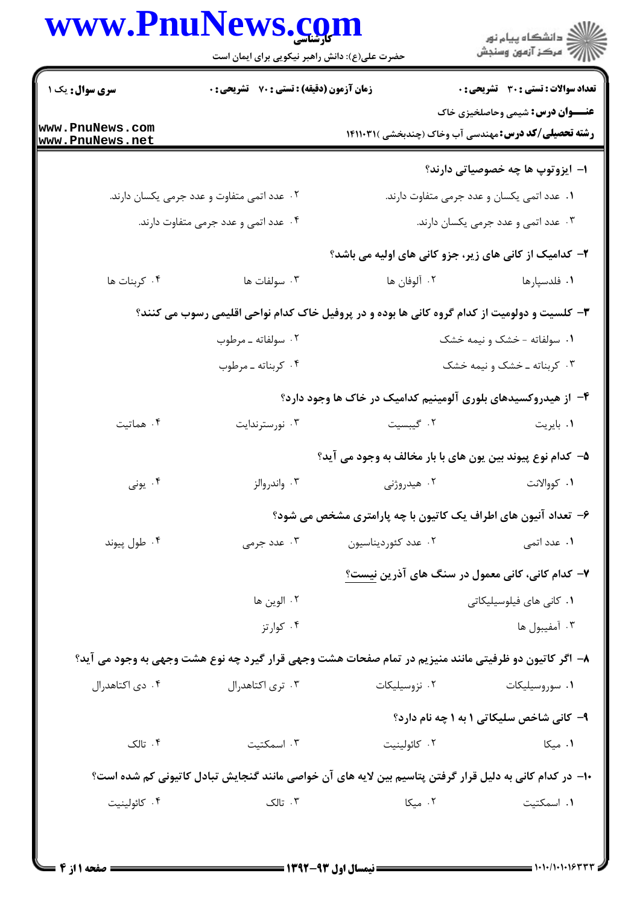**سری سوال:** یک ۱

**زمان آزمون (دقیقه) : تستی : ۷۰ تشریحی : ۰**

**تعداد سوالات : تستی : ۳۰ تشریحی : ۰**

**عنـــوان درس:** شیمی وحاصلخیزی خاک

**رشته تحصیلی/کد درس:** مهندسی آب وخاک (چندبخشی )۱۴۱۱۰۳۱

۱- ایزوتوپ ها چه خصوصیاتی دارند؟

۱. عدد اتمی یکسان و عدد جرمی متفاوت دارند.

۲. عدد اتمی متفاوت و عدد جرمی یکسان دارند.

۳. عدد اتمی و عدد جرمی یکسان دارند.

۴. عدد اتمی و عدد جرمی متفاوت دارند.

۲- کدامیک از کانی های زیر، جزو کانی های اولیه می باشد؟

۱. فلدسپارها

۲. آلوفان ها

۳. سولفات ها

۴. کربنات ها

۳- کلسیت و دولومیت از کدام گروه کانی ها بوده و در پروفیل خاک کدام نواحی اقلیمی رسوب می کنند؟

۱. سولفاته - خشک و نیمه خشک

۲. سولفاته ـ مرطوب

۳. کربناته ـ خشک و نیمه خشک

۴. کربناته ـ مرطوب

۴- از هیدروکسیدهای بلوری آلومینیم کدامیک در خاک ها وجود دارد؟

۱. بایریت

۲. گیبسیت

۳. نورستراندایت

۴. هماتیت

۵- کدام نوع پیوند بین یون های با بار مخالف به وجود می آید؟

۱. کووالانت

۲. هیدروژنی

۳. واندروالز

۴. یونی

۶- تعداد آنیون های اطراف یک کاتیون با چه پارامتری مشخص می شود؟

۱. عدد اتمی

۲. عدد کئوردیناسیون

۳. عدد جرمی

۴. طول پیوند

۷- کدام کانی، کانی معمول در سنگ های آذرین نیست؟

۱. کانی های فیلوسیلیکاتی

۲. الوین ها

۳. آمفیبول ها

۴. کوارتز

۸- اگر کاتیون دو ظرفیتی مانند منیزیم در تمام صفحات هشت وجهی قرار گیرد چه نوع هشت وجهی به وجود می آید؟

۱. سوروسیلیکات

۲. نزوسیلیکات

۳. تری اکتاهدرال

۴. دی اکتاهدرال

۹- کانی شاخص سلیکاتی ۱ به ۱ چه نام دارد؟

۱. میکا

۲. کائولینیت

۳. اسمکتیت

۴. تالک

۱۰- در کدام کانی به دلیل قرار گرفتن پتاسیم بین لایه های آن خواصی مانند گنجایش تبادل کاتیونی کم شده است؟

۱. اسمکتیت

۲. میکا

۳. تالک

۴. کائولینیت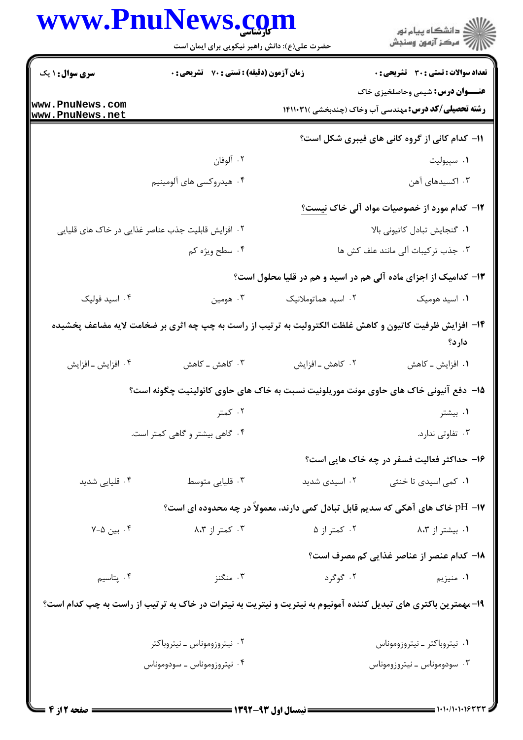**سری سوال:** ۱ یک | **زمان آزمون (دقیقه) : تستی :** ۷۰ **تشریحی :** ۰ | **تعداد سوالات : تستی :** ۳۰ **تشریحی :** ۰

**عنـــوان درس:** شیمی وحاصلخیزی خاک

**رشته تحصیلی/کد درس:** مهندسی آب وخاک (چندبخشی )۱۴۱۱۰۳۱

**۱۱- کدام کانی از گروه کانی های فیبری شکل است؟**

۱. سپیولیت

۲. آلوفان

۳. اکسیدهای آهن

۴. هیدروکسی های آلومینیم

**۱۲- کدام مورد از خصوصیات مواد آلی خاک نیست؟**

۱. گنجایش تبادل کاتیونی بالا

۲. افزایش قابلیت جذب عناصر غذایی در خاک های قلیایی

۳. جذب ترکیبات آلی مانند علف کش ها

۴. سطح ویژه کم

**۱۳- کدامیک از اجزای ماده آلی هم در اسید و هم در قلیا محلول است؟**

۱. اسید هومیک

۲. اسید هماتوملانیک

۳. هومین

۴. اسید فولیک

**۱۴- افزایش ظرفیت کاتیون و کاهش غلظت الکترولیت به ترتیب از راست به چپ چه اثری بر ضخامت لایه مضاعف پخشیده دارد؟**

۱. افزایش ـ کاهش

۲. کاهش ـ افزایش

۳. کاهش ـ کاهش

۴. افزایش ـ افزایش

**۱۵- دفع آنیونی خاک های حاوی مونت موریلونیت نسبت به خاک های حاوی کائولینیت چگونه است؟**

۱. بیشتر

۲. کمتر

۳. تفاوتی ندارد.

۴. گاهی بیشتر و گاهی کمتر است.

**۱۶- حداکثر فعالیت فسفر در چه خاک هایی است؟**

۱. کمی اسیدی تا خنثی

۲. اسیدی شدید

۳. قلیایی متوسط

۴. قلیایی شدید

**۱۷- pH خاک های آهکی که سدیم قابل تبادل کمی دارند، معمولاً در چه محدوده ای است؟**

۱. بیشتر از ۸،۳

۲. کمتر از ۵

۳. کمتر از ۸،۳

۴. بین ۵-۷

**۱۸- کدام عنصر از عناصر غذایی کم مصرف است؟**

۱. منیزیم

۲. گوگرد

۳. منگنز

۴. پتاسیم

**۱۹- مهمترین باکتری های تبدیل کننده آمونیوم به نیتریت و نیتریت به نیترات در خاک به ترتیب از راست به چپ کدام است؟**

۱. نیتروباکتر ـ نیتروزوموناس

۲. نیتروزوموناس ـ نیتروباکتر

۳. سودوموناس ـ نیتروزوموناس

۴. نیتروزوموناس ـ سودوموناس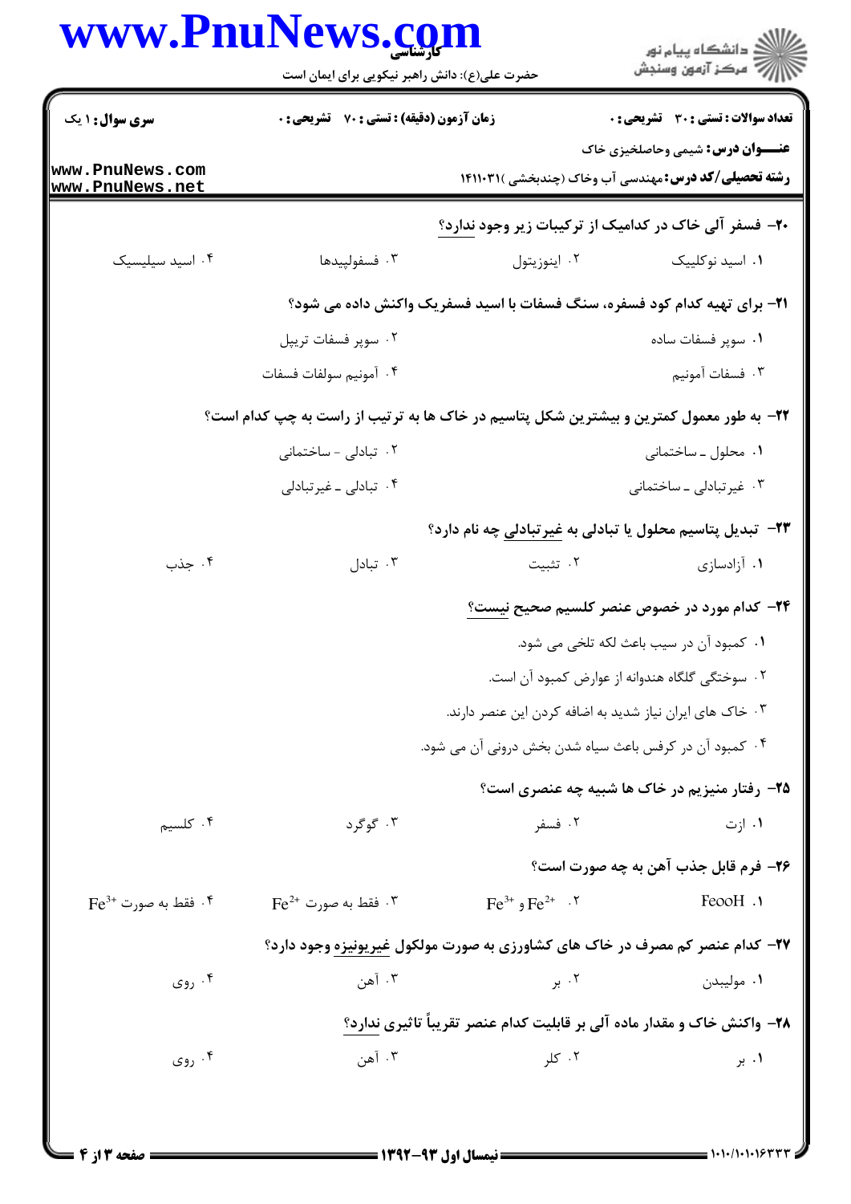**سری سوال:** ۱ یک | **زمان آزمون (دقیقه) : تستی :** ۷۰ **تشریحی :** ۰ | **تعداد سوالات : تستی :** ۳۰ **تشریحی :** ۰

**عنـــوان درس:** شیمی وحاصلخیزی خاک

**رشته تحصیلی/کد درس:** مهندسی آب وخاک (چندبخشی )۱۴۱۱۰۳۱

۲۰- فسفر آلی خاک در کدامیک از ترکیبات زیر وجود ندارد؟

۱. اسید نوکلییک
۲. اینوزیتول
۳. فسفولیپیدها
۴. اسید سیلیسیک

۲۱- برای تهیه کدام کود فسفره، سنگ فسفات با اسید فسفریک واکنش داده می شود؟

۱. سوپر فسفات ساده
۲. سوپر فسفات تریپل
۳. فسفات آمونیم
۴. آمونیم سولفات فسفات

۲۲- به طور معمول کمترین و بیشترین شکل پتاسیم در خاک ها به ترتیب از راست به چپ کدام است؟

۱. محلول ـ ساختمانی
۲. تبادلی - ساختمانی
۳. غیرتبادلی ـ ساختمانی
۴. تبادلی ـ غیرتبادلی

۲۳- تبدیل پتاسیم محلول یا تبادلی به غیرتبادلی چه نام دارد؟

۱. آزادسازی
۲. تثبیت
۳. تبادل
۴. جذب

۲۴- کدام مورد در خصوص عنصر کلسیم صحیح نیست؟

۱. کمبود آن در سیب باعث لکه تلخی می شود.
۲. سوختگی گلگاه هندوانه از عوارض کمبود آن است.
۳. خاک های ایران نیاز شدید به اضافه کردن این عنصر دارند.
۴. کمبود آن در کرفس باعث سیاه شدن بخش درونی آن می شود.

۲۵- رفتار منیزیم در خاک ها شبیه چه عنصری است؟

۱. ازت
۲. فسفر
۳. گوگرد
۴. کلسیم

۲۶- فرم قابل جذب آهن به چه صورت است؟

۱. $FeooH$
۲. $Fe^{2+}$ و $Fe^{3+}$
۳. فقط به صورت $Fe^{2+}$
۴. فقط به صورت $Fe^{3+}$

۲۷- کدام عنصر کم مصرف در خاک های کشاورزی به صورت مولکول غیریونیزه وجود دارد؟

۱. مولیبدن
۲. بر
۳. آهن
۴. روی

۲۸- واکنش خاک و مقدار ماده آلی بر قابلیت کدام عنصر تقریباً تاثیری ندارد؟

۱. بر
۲. کلر
۳. آهن
۴. روی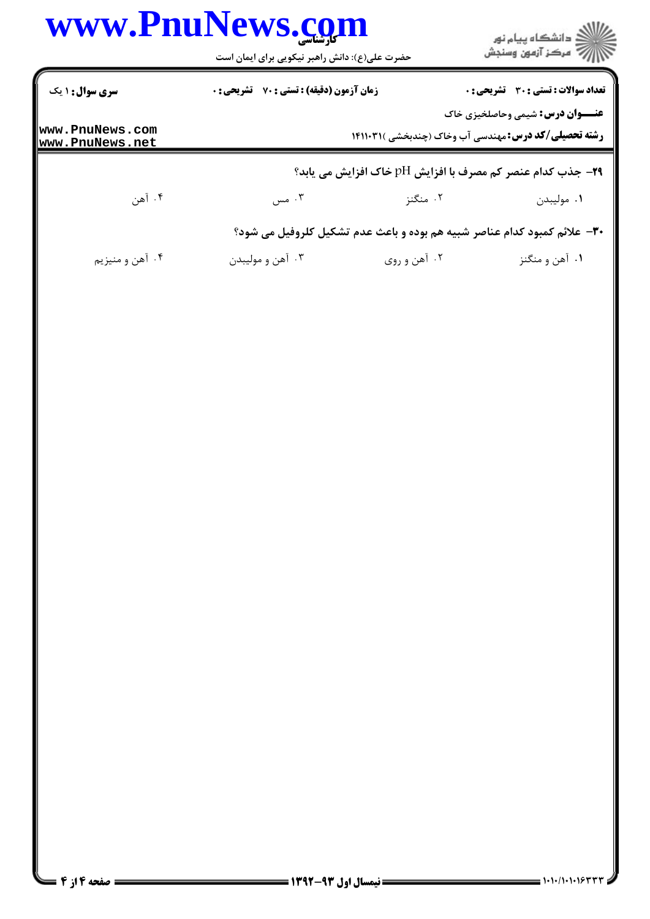**۲۹- جذب کدام عنصر کم مصرف با افزایش pH خاک افزایش می یابد؟**

۱. مولیبدن
۲. منگنز
۳. مس
۴. آهن

**۳۰- علائم کمبود کدام عناصر شبیه هم بوده و باعث عدم تشکیل کلروفیل می شود؟**

۱. آهن و منگنز
۲. آهن و روی
۳. آهن و مولیبدن
۴. آهن و منیزیم